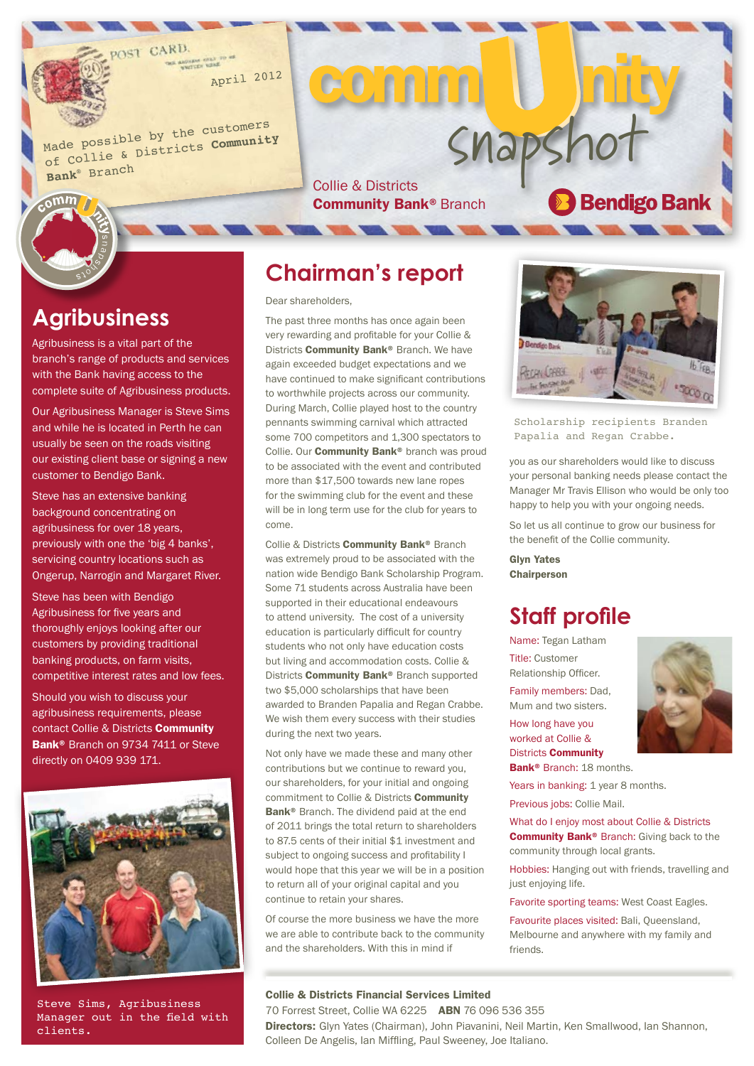April 2012

Made possible by the customers of Collie & Districts **Community Bank**® Branch

# commUnity snapshot

Collie & Districts **Community Bank**® Branch

Bendigo Bank

## Agribusiness

Agribusiness is a vital part of the branch's range of products and services with the Bank having access to the complete suite of Agribusiness products.

Our Agribusiness Manager is Steve Sims and while he is located in Perth he can usually be seen on the roads visiting our existing client base or signing a new customer to Bendigo Bank.

Steve has an extensive banking background concentrating on agribusiness for over 18 years, previously with one the 'big 4 banks', servicing country locations such as Ongerup, Narrogin and Margaret River.

Steve has been with Bendigo Agribusiness for five years and thoroughly enjoys looking after our customers by providing traditional banking products, competitive interest rates and low fees.

Should you wish to discuss your agribusiness requirements, please contact Collie & Districts **Community Bank**® Branch on 9734 7411 or Steve directly on 0409 939 171.

Steve Sims, Agribusiness Manager out in the field with clients.

## Chairman's report

Dear shareholders,

The past three months has once again been very rewarding and profitable for your Collie & Districts **Community Bank**® Branch. We have again exceeded budget expectations and we have continued to make significant contributions to worthwhile projects across our community. During March, Collie played host to the country pennants swimming carnival which attracted some 700 competitors and 1,300 spectators to Collie. Our **Community Bank**® branch was proud to be associated with the event and contributed more than $17,500 towards new lane ropes for the swimming club for the event and these will be in long term use for the club for years to come.

Collie & Districts **Community Bank**® Branch was extremely proud to be associated with the nation wide Bendigo Bank Scholarship Program. Some 71 students across Australia have been supported in their educational endeavours to attend university. The cost of a university education is particularly difficult for country students who not only have education costs but living and accommodation costs. Collie & Districts **Community Bank**® Branch supported two $5,000 scholarships that have been awarded to Branden Papalia and Regan Crabbe. We wish them every success with their studies during the next two years.

Not only have we made these and many other contributions but we continue to reward you, our shareholders, for your initial and ongoing commitment to Collie & Districts **Community Bank**® Branch. The dividend paid at the end of 2011 brings the total return to shareholders to 87.5 cents of their initial $1 investment and subject to ongoing success and profitability I would hope that this year we will be in a position to return all of your original capital and you continue to retain your shares.

Of course the more business we have the more we are able to contribute back to the community and the shareholders. With this in mind if you as our shareholders would like to discuss your personal banking needs please contact the Manager Mr Travis Ellison who would be only too happy to help you with your ongoing needs.

Scholarship recipients Branden Papalia and Regan Crabbe.

So let us all continue to grow our business for the benefit of the Collie community.

**Glyn Yates**
**Chairperson**

## Staff profile

Name: Tegan Latham

Title: Customer Relationship Officer.

Family members: Dad, Mum and two sisters.

How long have you worked at Collie & Districts **Community Bank**® Branch: 18 months.

Years in banking: 1 year 8 months.

Previous jobs: Collie Mail.

What do I enjoy most about Collie & Districts **Community Bank**® Branch: Giving back to the community through local grants.

Hobbies: Hanging out with friends, travelling and just enjoying life.

Favorite sporting teams: West Coast Eagles.

Favourite places visited: Bali, Queensland, Melbourne and anywhere with my family and friends.

**Collie & Districts Financial Services Limited**
70 Forrest Street, Collie WA 6225 **ABN** 76 096 536 355
**Directors:** Glyn Yates (Chairman), John Piavanini, Neil Martin, Ken Smallwood, Ian Shannon, Colleen De Angelis, Ian Miffling, Paul Sweeney, Joe Italiano.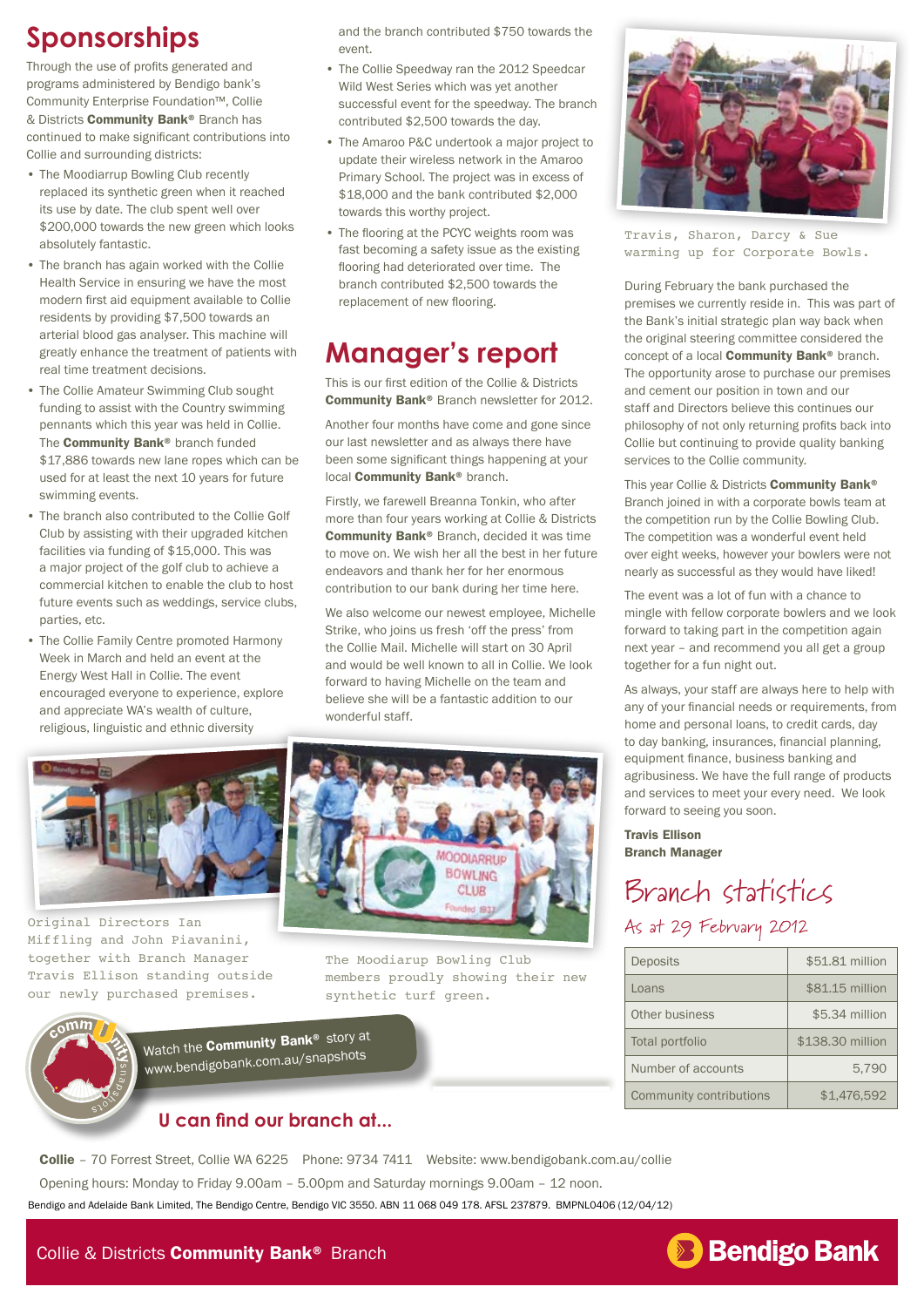## Sponsorships

Through the use of profits generated and programs administered by Bendigo bank's Community Enterprise Foundation™, Collie & Districts **Community Bank®** Branch has continued to make significant contributions into Collie and surrounding districts:

- The Moodiarrup Bowling Club recently replaced its synthetic green when it reached its use by date. The club spent well over $200,000 towards the new green which looks absolutely fantastic.
- The branch has again worked with the Collie Health Service in ensuring we have the most modern first aid equipment available to Collie residents by providing $7,500 towards an arterial blood gas analyser. This machine will greatly enhance the treatment of patients with real time treatment decisions.
- The Collie Amateur Swimming Club sought funding to assist with the Country swimming pennants which this year was held in Collie. The **Community Bank®** branch funded $17,886 towards new lane ropes which can be used for at least the next 10 years for future swimming events.
- The branch also contributed to the Collie Golf Club by assisting with their upgraded kitchen facilities via funding of $15,000. This was a major project of the golf club to achieve a commercial kitchen to enable the club to host future events such as weddings, service clubs, parties, etc.
- The Collie Family Centre promoted Harmony Week in March and held an event at the Energy West Hall in Collie. The event encouraged everyone to experience, explore and appreciate WA's wealth of culture, religious, linguistic and ethnic diversity and the branch contributed $750 towards the event.
- The Collie Speedway ran the 2012 Speedcar Wild West Series which was yet another successful event for the speedway. The branch contributed $2,500 towards the day.
- The Amaroo P&C undertook a major project to update their wireless network in the Amaroo Primary School. The project was in excess of $18,000 and the bank contributed $2,000 towards this worthy project.
- The flooring at the PCYC weights room was fast becoming a safety issue as the existing flooring had deteriorated over time. The branch contributed $2,500 towards the replacement of new flooring.

Original Directors Ian Miffling and John Piavanini, together with Branch Manager Travis Ellison standing outside our newly purchased premises.

The Moodiarup Bowling Club members proudly showing their new synthetic turf green.

## Manager's report

This is our first edition of the Collie & Districts **Community Bank®** Branch newsletter for 2012.

Another four months have come and gone since our last newsletter and as always there have been some significant things happening at your local **Community Bank®** branch.

Firstly, we farewell Breanna Tonkin, who after more than four years working at Collie & Districts **Community Bank®** Branch, decided it was time to move on. We wish her all the best in her future endeavors and thank her for her enormous contribution to our bank during her time here.

We also welcome our newest employee, Michelle Strike, who joins us fresh 'off the press' from the Collie Mail. Michelle will start on 30 April and would be well known to all in Collie. We look forward to having Michelle on the team and believe she will be a fantastic addition to our wonderful staff.

Travis, Sharon, Darcy & Sue warming up for Corporate Bowls.

During February the bank purchased the premises we currently reside in. This was part of the Bank's initial strategic plan way back when the original steering committee considered the concept of a local **Community Bank®** branch. The opportunity arose to purchase our premises and cement our position in town and our staff and Directors believe this continues our philosophy of not only returning profits back into Collie but continuing to provide quality banking services to the Collie community.

This year Collie & Districts **Community Bank®** Branch joined in with a corporate bowls team at the competition run by the Collie Bowling Club. The competition was a wonderful event held over eight weeks, however your bowlers were not nearly as successful as they would have liked!

The event was a lot of fun with a chance to mingle with fellow corporate bowlers and we look forward to taking part in the competition again next year – and recommend you all get a group together for a fun night out.

As always, your staff are always here to help with any of your financial needs or requirements, from home and personal loans, to credit cards, day to day banking, insurances, financial planning, equipment finance, business banking and agribusiness. We have the full range of products and services to meet your every need. We look forward to seeing you soon.

**Travis Ellison**
**Branch Manager**

## Branch statistics

As at 29 February 2012

| | |
|---|---|
| Deposits | $51.81 million |
| Loans | $81.15 million |
| Other business | $5.34 million |
| Total portfolio | $138.30 million |
| Number of accounts | 5,790 |
| Community contributions | $1,476,592 |

Watch the **Community Bank®** story at www.bendigobank.com.au/snapshots

### U can find our branch at...

**Collie** – 70 Forrest Street, Collie WA 6225 Phone: 9734 7411 Website: www.bendigobank.com.au/collie

Opening hours: Monday to Friday 9.00am – 5.00pm and Saturday mornings 9.00am – 12 noon.

Bendigo and Adelaide Bank Limited, The Bendigo Centre, Bendigo VIC 3550. ABN 11 068 049 178. AFSL 237879. BMPNL0406 (12/04/12)

Collie & Districts **Community Bank®** Branch

Bendigo Bank